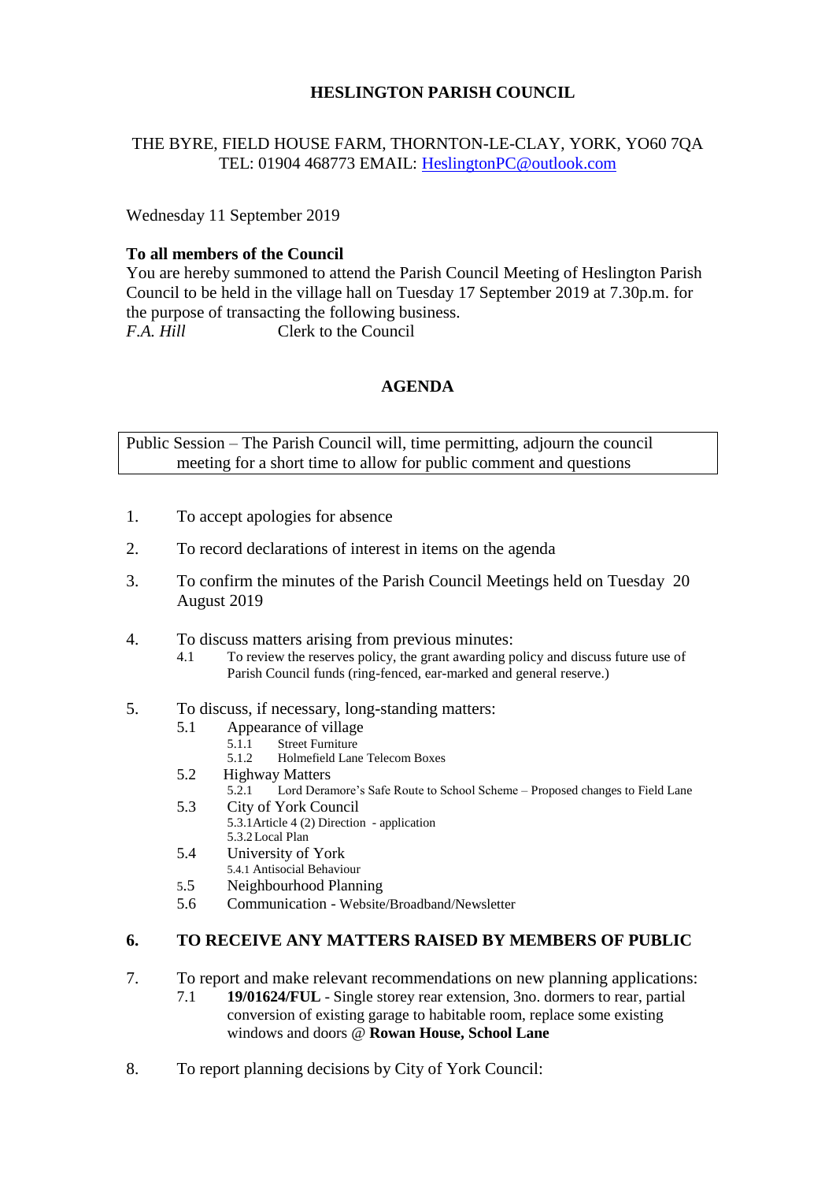# HESLINGTON PARISH COUNCIL

THE BYRE, FIELD HOUSE FARM, THORNTON-LE-CLAY, YORK, YO60 7QA
TEL: 01904 468773 EMAIL: HeslingtonPC@outlook.com

Wednesday 11 September 2019

**To all members of the Council**
You are hereby summoned to attend the Parish Council Meeting of Heslington Parish Council to be held in the village hall on Tuesday 17 September 2019 at 7.30p.m. for the purpose of transacting the following business.
*F.A. Hill* Clerk to the Council

## AGENDA

Public Session – The Parish Council will, time permitting, adjourn the council meeting for a short time to allow for public comment and questions

1. To accept apologies for absence
2. To record declarations of interest in items on the agenda
3. To confirm the minutes of the Parish Council Meetings held on Tuesday 20 August 2019
4. To discuss matters arising from previous minutes:
   - 4.1 To review the reserves policy, the grant awarding policy and discuss future use of Parish Council funds (ring-fenced, ear-marked and general reserve.)
5. To discuss, if necessary, long-standing matters:
   - 5.1 Appearance of village
     - 5.1.1 Street Furniture
     - 5.1.2 Holmefield Lane Telecom Boxes
   - 5.2 Highway Matters
     - 5.2.1 Lord Deramore's Safe Route to School Scheme – Proposed changes to Field Lane
   - 5.3 City of York Council
     - 5.3.1 Article 4 (2) Direction - application
     - 5.3.2 Local Plan
   - 5.4 University of York
     - 5.4.1 Antisocial Behaviour
   - 5.5 Neighbourhood Planning
   - 5.6 Communication - Website/Broadband/Newsletter
6. **TO RECEIVE ANY MATTERS RAISED BY MEMBERS OF PUBLIC**
7. To report and make relevant recommendations on new planning applications:
   - 7.1 **19/01624/FUL** - Single storey rear extension, 3no. dormers to rear, partial conversion of existing garage to habitable room, replace some existing windows and doors @ **Rowan House, School Lane**
8. To report planning decisions by City of York Council: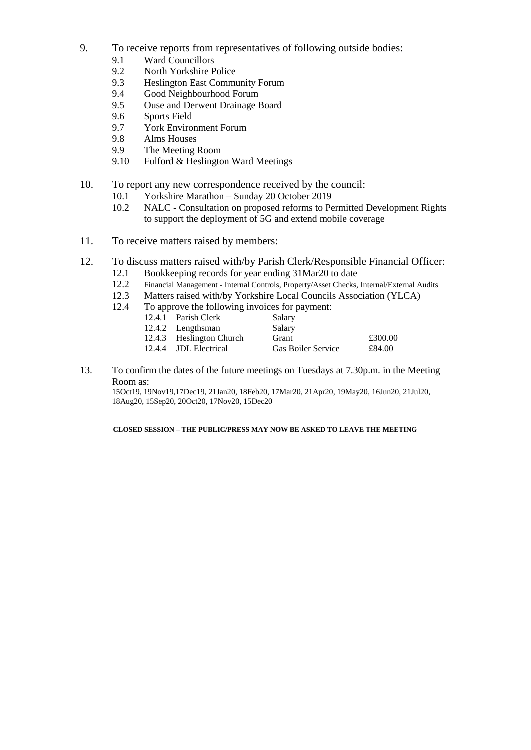9. To receive reports from representatives of following outside bodies:
    - 9.1 Ward Councillors
    - 9.2 North Yorkshire Police
    - 9.3 Heslington East Community Forum
    - 9.4 Good Neighbourhood Forum
    - 9.5 Ouse and Derwent Drainage Board
    - 9.6 Sports Field
    - 9.7 York Environment Forum
    - 9.8 Alms Houses
    - 9.9 The Meeting Room
    - 9.10 Fulford & Heslington Ward Meetings

10. To report any new correspondence received by the council:
    - 10.1 Yorkshire Marathon – Sunday 20 October 2019
    - 10.2 NALC - Consultation on proposed reforms to Permitted Development Rights to support the deployment of 5G and extend mobile coverage

11. To receive matters raised by members:

12. To discuss matters raised with/by Parish Clerk/Responsible Financial Officer:
    - 12.1 Bookkeeping records for year ending 31Mar20 to date
    - 12.2 Financial Management - Internal Controls, Property/Asset Checks, Internal/External Audits
    - 12.3 Matters raised with/by Yorkshire Local Councils Association (YLCA)
    - 12.4 To approve the following invoices for payment:

| | | | |
|---|---|---|---|
| 12.4.1 | Parish Clerk | Salary | |
| 12.4.2 | Lengthsman | Salary | |
| 12.4.3 | Heslington Church | Grant | £300.00 |
| 12.4.4 | JDL Electrical | Gas Boiler Service | £84.00 |

13. To confirm the dates of the future meetings on Tuesdays at 7.30p.m. in the Meeting Room as:
    15Oct19, 19Nov19,17Dec19, 21Jan20, 18Feb20, 17Mar20, 21Apr20, 19May20, 16Jun20, 21Jul20, 18Aug20, 15Sep20, 20Oct20, 17Nov20, 15Dec20

**CLOSED SESSION – THE PUBLIC/PRESS MAY NOW BE ASKED TO LEAVE THE MEETING**